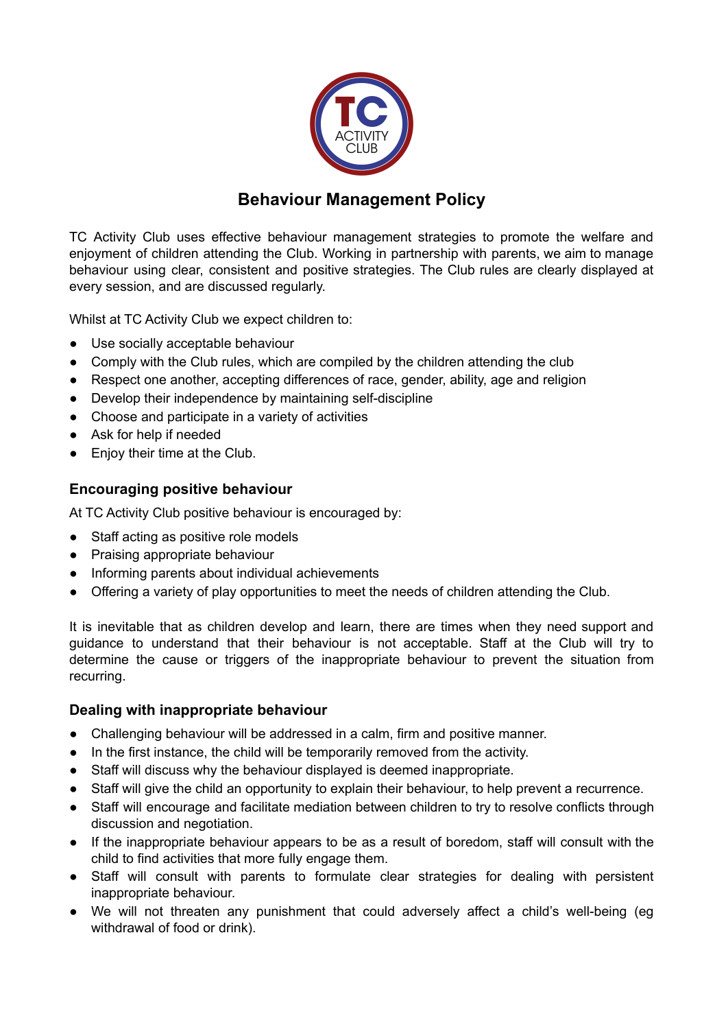# Behaviour Management Policy

TC Activity Club uses effective behaviour management strategies to promote the welfare and enjoyment of children attending the Club. Working in partnership with parents, we aim to manage behaviour using clear, consistent and positive strategies. The Club rules are clearly displayed at every session, and are discussed regularly.

Whilst at TC Activity Club we expect children to:

- Use socially acceptable behaviour
- Comply with the Club rules, which are compiled by the children attending the club
- Respect one another, accepting differences of race, gender, ability, age and religion
- Develop their independence by maintaining self-discipline
- Choose and participate in a variety of activities
- Ask for help if needed
- Enjoy their time at the Club.

## Encouraging positive behaviour

At TC Activity Club positive behaviour is encouraged by:

- Staff acting as positive role models
- Praising appropriate behaviour
- Informing parents about individual achievements
- Offering a variety of play opportunities to meet the needs of children attending the Club.

It is inevitable that as children develop and learn, there are times when they need support and guidance to understand that their behaviour is not acceptable. Staff at the Club will try to determine the cause or triggers of the inappropriate behaviour to prevent the situation from recurring.

## Dealing with inappropriate behaviour

- Challenging behaviour will be addressed in a calm, firm and positive manner.
- In the first instance, the child will be temporarily removed from the activity.
- Staff will discuss why the behaviour displayed is deemed inappropriate.
- Staff will give the child an opportunity to explain their behaviour, to help prevent a recurrence.
- Staff will encourage and facilitate mediation between children to try to resolve conflicts through discussion and negotiation.
- If the inappropriate behaviour appears to be as a result of boredom, staff will consult with the child to find activities that more fully engage them.
- Staff will consult with parents to formulate clear strategies for dealing with persistent inappropriate behaviour.
- We will not threaten any punishment that could adversely affect a child's well-being (eg withdrawal of food or drink).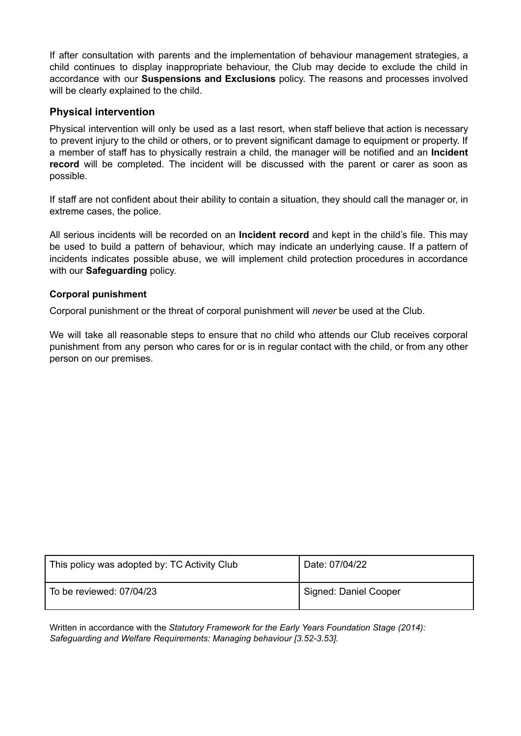If after consultation with parents and the implementation of behaviour management strategies, a child continues to display inappropriate behaviour, the Club may decide to exclude the child in accordance with our **Suspensions and Exclusions** policy. The reasons and processes involved will be clearly explained to the child.

## Physical intervention

Physical intervention will only be used as a last resort, when staff believe that action is necessary to prevent injury to the child or others, or to prevent significant damage to equipment or property. If a member of staff has to physically restrain a child, the manager will be notified and an **Incident record** will be completed. The incident will be discussed with the parent or carer as soon as possible.

If staff are not confident about their ability to contain a situation, they should call the manager or, in extreme cases, the police.

All serious incidents will be recorded on an **Incident record** and kept in the child's file. This may be used to build a pattern of behaviour, which may indicate an underlying cause. If a pattern of incidents indicates possible abuse, we will implement child protection procedures in accordance with our **Safeguarding** policy.

### Corporal punishment

Corporal punishment or the threat of corporal punishment will *never* be used at the Club.

We will take all reasonable steps to ensure that no child who attends our Club receives corporal punishment from any person who cares for or is in regular contact with the child, or from any other person on our premises.

| | |
|---|---|
| This policy was adopted by: TC Activity Club | Date: 07/04/22 |
| To be reviewed: 07/04/23 | Signed: Daniel Cooper |

Written in accordance with the *Statutory Framework for the Early Years Foundation Stage (2014): Safeguarding and Welfare Requirements: Managing behaviour [3.52-3.53].*